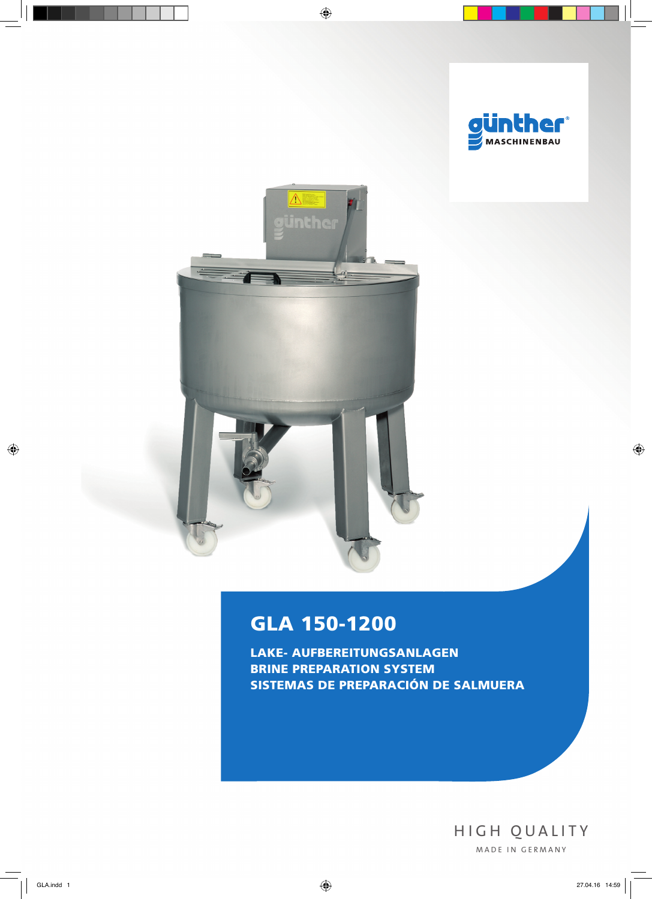günther
MASCHINENBAU

# GLA 150-1200

**LAKE- AUFBEREITUNGSANLAGEN**
**BRINE PREPARATION SYSTEM**
**SISTEMAS DE PREPARACIÓN DE SALMUERA**

HIGH QUALITY
MADE IN GERMANY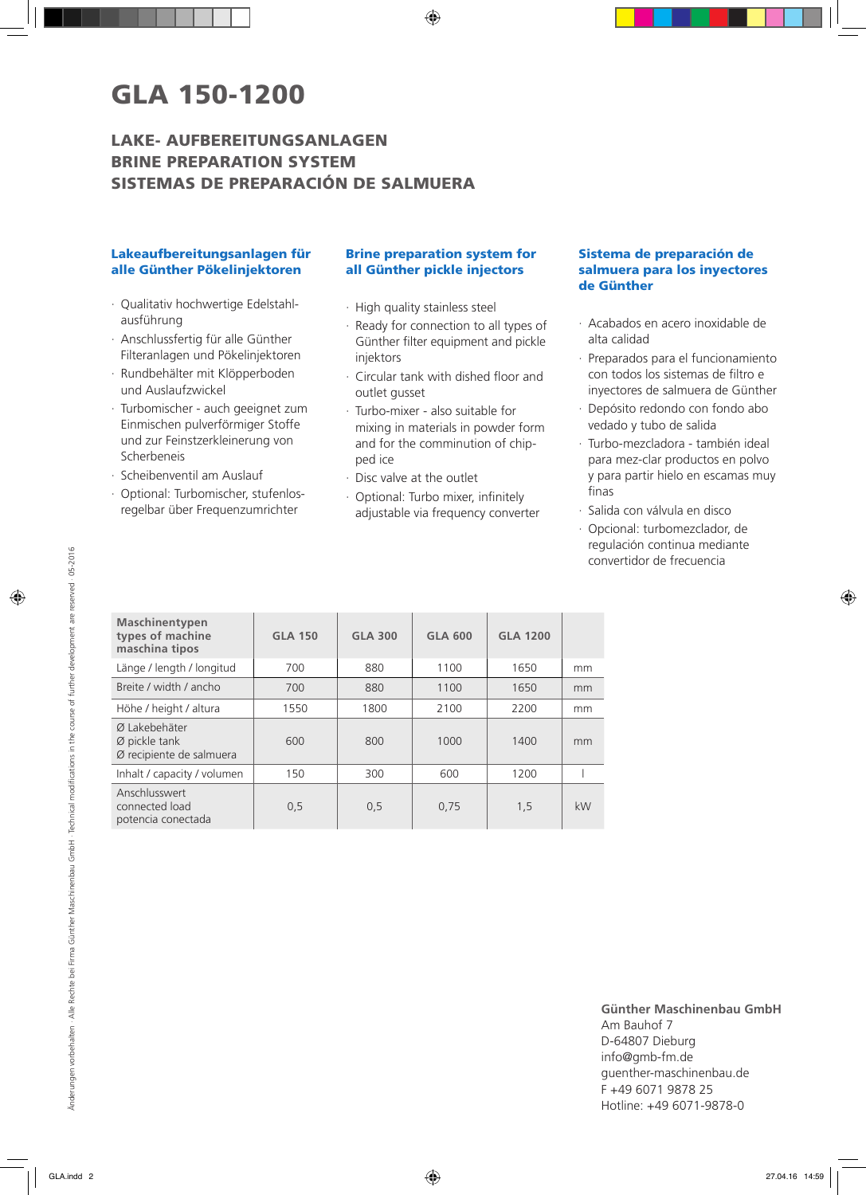# GLA 150-1200

## LAKE- AUFBEREITUNGSANLAGEN
## BRINE PREPARATION SYSTEM
## SISTEMAS DE PREPARACIÓN DE SALMUERA

### Lakeaufbereitungsanlagen für alle Günther Pökelinjektoren

- Qualitativ hochwertige Edelstahl-ausführung
- Anschlussfertig für alle Günther Filteranlagen und Pökelinjektoren
- Rundbehälter mit Klöpperboden und Auslaufzwickel
- Turbomischer - auch geeignet zum Einmischen pulverförmiger Stoffe und zur Feinstzerkleinerung von Scherbeneis
- Scheibenventil am Auslauf
- Optional: Turbomischer, stufenlos-regelbar über Frequenzumrichter

### Brine preparation system for all Günther pickle injectors

- High quality stainless steel
- Ready for connection to all types of Günther filter equipment and pickle injektors
- Circular tank with dished floor and outlet gusset
- Turbo-mixer - also suitable for mixing in materials in powder form and for the comminution of chip-ped ice
- Disc valve at the outlet
- Optional: Turbo mixer, infinitely adjustable via frequency converter

### Sistema de preparación de salmuera para los inyectores de Günther

- Acabados en acero inoxidable de alta calidad
- Preparados para el funcionamiento con todos los sistemas de filtro e inyectores de salmuera de Günther
- Depósito redondo con fondo abo vedado y tubo de salida
- Turbo-mezcladora - también ideal para mez-clar productos en polvo y para partir hielo en escamas muy finas
- Salida con válvula en disco
- Opcional: turbomezclador, de regulación continua mediante convertidor de frecuencia

| **Maschinentypen / types of machine / maschina tipos** | **GLA 150** | **GLA 300** | **GLA 600** | **GLA 1200** | |
|---|---|---|---|---|---|
| Länge / length / longitud | 700 | 880 | 1100 | 1650 | mm |
| Breite / width / ancho | 700 | 880 | 1100 | 1650 | mm |
| Höhe / height / altura | 1550 | 1800 | 2100 | 2200 | mm |
| Ø Lakebehäter / Ø pickle tank / Ø recipiente de salmuera | 600 | 800 | 1000 | 1400 | mm |
| Inhalt / capacity / volumen | 150 | 300 | 600 | 1200 | l |
| Anschlusswert / connected load / potencia conectada | 0,5 | 0,5 | 0,75 | 1,5 | kW |

**Günther Maschinenbau GmbH**
Am Bauhof 7
D-64807 Dieburg
info@gmb-fm.de
guenther-maschinenbau.de
F +49 6071 9878 25
Hotline: +49 6071-9878-0

Änderungen vorbehalten · Alle Rechte bei Firma Günther Maschinenbau GmbH · Technical modifications in the course of further development are reserved · 05-2016